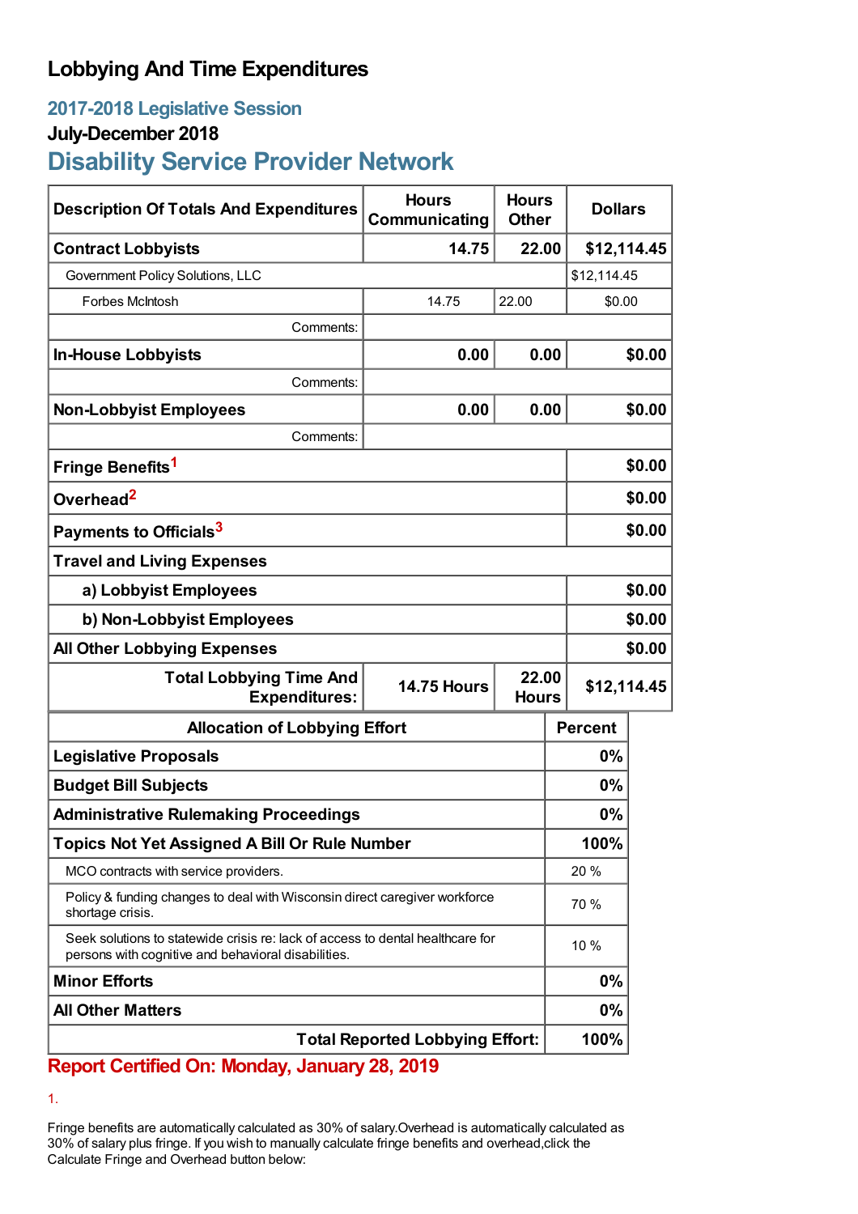# Lobbying And Time Expenditures

## 2017-2018 Legislative Session

### July-December 2018

## Disability Service Provider Network

| Description Of Totals And Expenditures | Hours Communicating | Hours Other | Dollars |
|---|---|---|---|
| **Contract Lobbyists** | **14.75** | **22.00** | **$12,114.45** |
| Government Policy Solutions, LLC | | | $12,114.45 |
| Forbes McIntosh | 14.75 | 22.00 | $0.00 |
| Comments: | | | |
| **In-House Lobbyists** | **0.00** | **0.00** | **$0.00** |
| Comments: | | | |
| **Non-Lobbyist Employees** | **0.00** | **0.00** | **$0.00** |
| Comments: | | | |
| **Fringe Benefits**[1] | | | **$0.00** |
| **Overhead**[2] | | | **$0.00** |
| **Payments to Officials**[3] | | | **$0.00** |
| **Travel and Living Expenses** | | | |
| **a) Lobbyist Employees** | | | **$0.00** |
| **b) Non-Lobbyist Employees** | | | **$0.00** |
| **All Other Lobbying Expenses** | | | **$0.00** |
| **Total Lobbying Time And Expenditures:** | **14.75 Hours** | **22.00 Hours** | **$12,114.45** |

| Allocation of Lobbying Effort | Percent |
|---|---|
| **Legislative Proposals** | **0%** |
| **Budget Bill Subjects** | **0%** |
| **Administrative Rulemaking Proceedings** | **0%** |
| **Topics Not Yet Assigned A Bill Or Rule Number** | **100%** |
| MCO contracts with service providers. | 20 % |
| Policy & funding changes to deal with Wisconsin direct caregiver workforce shortage crisis. | 70 % |
| Seek solutions to statewide crisis re: lack of access to dental healthcare for persons with cognitive and behavioral disabilities. | 10 % |
| **Minor Efforts** | **0%** |
| **All Other Matters** | **0%** |
| **Total Reported Lobbying Effort:** | **100%** |

**Report Certified On: Monday, January 28, 2019**

1.

Fringe benefits are automatically calculated as 30% of salary.Overhead is automatically calculated as 30% of salary plus fringe. If you wish to manually calculate fringe benefits and overhead,click the Calculate Fringe and Overhead button below: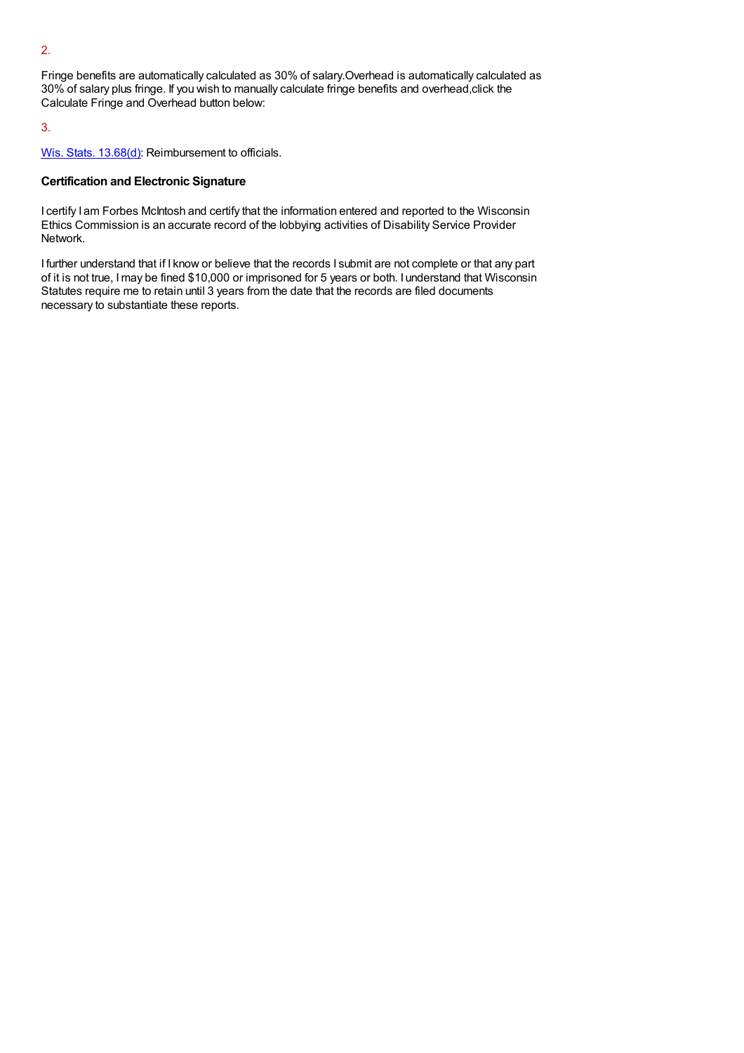2.

Fringe benefits are automatically calculated as 30% of salary.Overhead is automatically calculated as 30% of salary plus fringe. If you wish to manually calculate fringe benefits and overhead,click the Calculate Fringe and Overhead button below:

3.

Wis. Stats. 13.68(d): Reimbursement to officials.

**Certification and Electronic Signature**

I certify I am Forbes McIntosh and certify that the information entered and reported to the Wisconsin Ethics Commission is an accurate record of the lobbying activities of Disability Service Provider Network.

I further understand that if I know or believe that the records I submit are not complete or that any part of it is not true, I may be fined $10,000 or imprisoned for 5 years or both. I understand that Wisconsin Statutes require me to retain until 3 years from the date that the records are filed documents necessary to substantiate these reports.